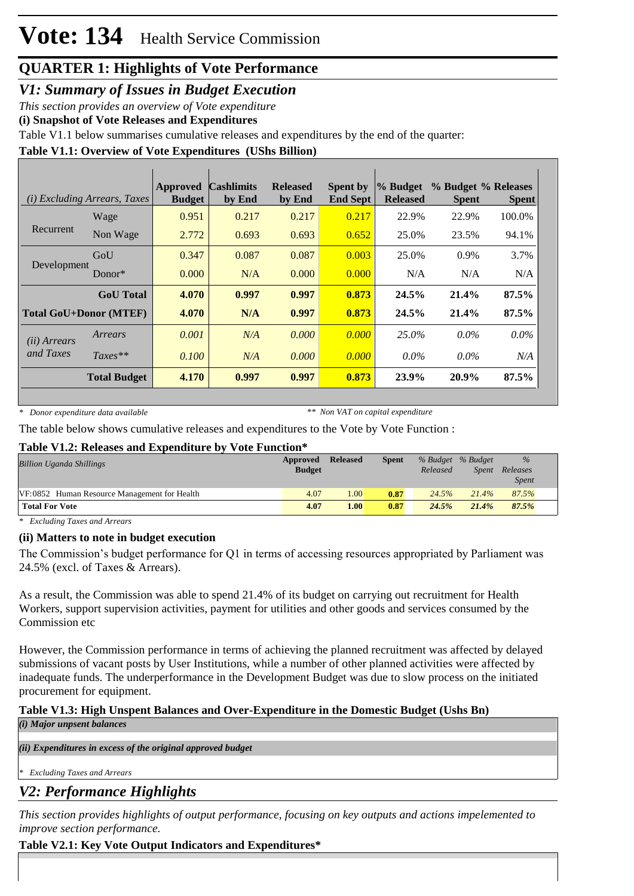# Vote: 134 Health Service Commission

## QUARTER 1: Highlights of Vote Performance

### *V1: Summary of Issues in Budget Execution*

*This section provides an overview of Vote expenditure*

**(i) Snapshot of Vote Releases and Expenditures**

Table V1.1 below summarises cumulative releases and expenditures by the end of the quarter:

**Table V1.1: Overview of Vote Expenditures (UShs Billion)**

| *(i) Excluding Arrears, Taxes* | | Approved Budget | Cashlimits by End | Released by End | Spent by End Sept | % Budget Released | % Budget Spent | % Releases Spent |
|---|---|---|---|---|---|---|---|---|
| Recurrent | Wage | 0.951 | 0.217 | 0.217 | 0.217 | 22.9% | 22.9% | 100.0% |
| | Non Wage | 2.772 | 0.693 | 0.693 | 0.652 | 25.0% | 23.5% | 94.1% |
| Development | GoU | 0.347 | 0.087 | 0.087 | 0.003 | 25.0% | 0.9% | 3.7% |
| | Donor* | 0.000 | N/A | 0.000 | 0.000 | N/A | N/A | N/A |
| | **GoU Total** | **4.070** | **0.997** | **0.997** | **0.873** | **24.5%** | **21.4%** | **87.5%** |
| **Total GoU+Donor (MTEF)** | | **4.070** | **N/A** | **0.997** | **0.873** | **24.5%** | **21.4%** | **87.5%** |
| *(ii) Arrears and Taxes* | *Arrears* | *0.001* | *N/A* | *0.000* | *0.000* | *25.0%* | *0.0%* | *0.0%* |
| | *Taxes*** | *0.100* | *N/A* | *0.000* | *0.000* | *0.0%* | *0.0%* | *N/A* |
| | **Total Budget** | **4.170** | **0.997** | **0.997** | **0.873** | **23.9%** | **20.9%** | **87.5%** |

*\* Donor expenditure data available* *\*\* Non VAT on capital expenditure*

The table below shows cumulative releases and expenditures to the Vote by Vote Function :

**Table V1.2: Releases and Expenditure by Vote Function***

| *Billion Uganda Shillings* | Approved Budget | Released | Spent | *% Budget Released* | *% Budget Spent* | *% Releases Spent* |
|---|---|---|---|---|---|---|
| VF:0852 Human Resource Management for Health | 4.07 | 1.00 | 0.87 | *24.5%* | *21.4%* | *87.5%* |
| **Total For Vote** | **4.07** | **1.00** | **0.87** | ***24.5%*** | ***21.4%*** | ***87.5%*** |

*\* Excluding Taxes and Arrears*

**(ii) Matters to note in budget execution**

The Commission's budget performance for Q1 in terms of accessing resources appropriated by Parliament was 24.5% (excl. of Taxes & Arrears).

As a result, the Commission was able to spend 21.4% of its budget on carrying out recruitment for Health Workers, support supervision activities, payment for utilities and other goods and services consumed by the Commission etc

However, the Commission performance in terms of achieving the planned recruitment was affected by delayed submissions of vacant posts by User Institutions, while a number of other planned activities were affected by inadequate funds. The underperformance in the Development Budget was due to slow process on the initiated procurement for equipment.

**Table V1.3: High Unspent Balances and Over-Expenditure in the Domestic Budget (Ushs Bn)**

***(i) Major unpsent balances***

***(ii) Expenditures in excess of the original approved budget***

*\* Excluding Taxes and Arrears*

### *V2: Performance Highlights*

*This section provides highlights of output performance, focusing on key outputs and actions impelemented to improve section performance.*

**Table V2.1: Key Vote Output Indicators and Expenditures***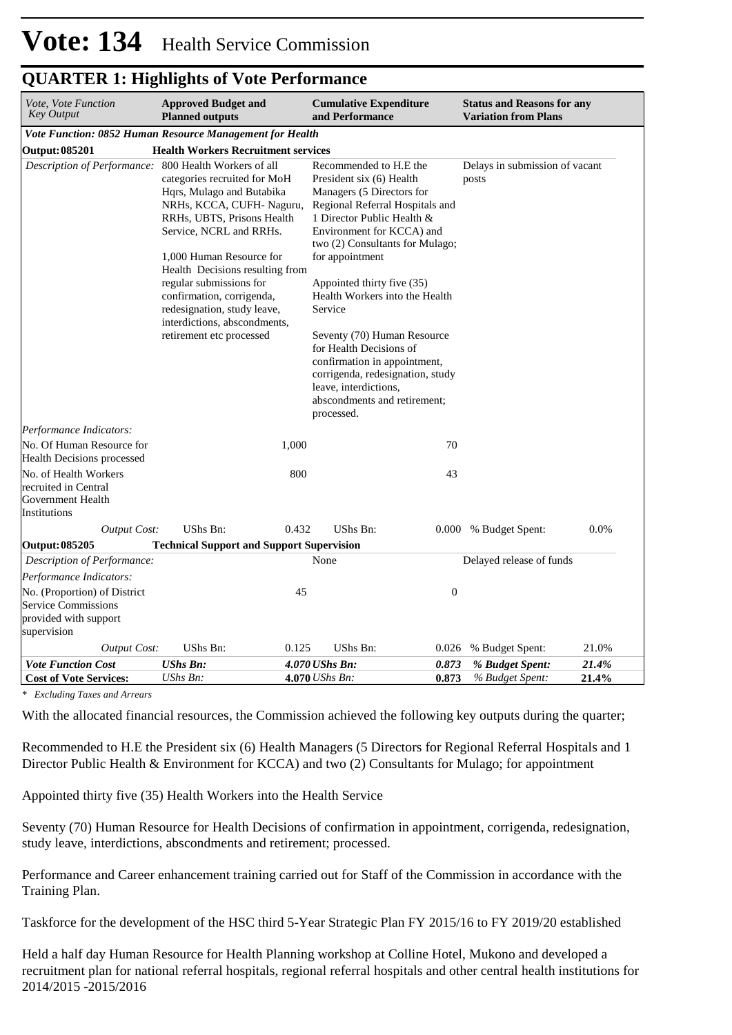# Vote: 134 Health Service Commission

## QUARTER 1: Highlights of Vote Performance

| *Vote, Vote Function Key Output* | **Approved Budget and Planned outputs** | | **Cumulative Expenditure and Performance** | | **Status and Reasons for any Variation from Plans** | |
|---|---|---|---|---|---|---|
| ***Vote Function: 0852 Human Resource Management for Health*** | | | | | | |
| **Output: 085201** | **Health Workers Recruitment services** | | | | | |
| *Description of Performance:* | 800 Health Workers of all categories recruited for MoH Hqrs, Mulago and Butabika NRHs, KCCA, CUFH- Naguru, RRHs, UBTS, Prisons Health Service, NCRL and RRHs.<br><br>1,000 Human Resource for Health Decisions resulting from regular submissions for confirmation, corrigenda, redesignation, study leave, interdictions, abscondments, retirement etc processed | | Recommended to H.E the President six (6) Health Managers (5 Directors for Regional Referral Hospitals and 1 Director Public Health & Environment for KCCA) and two (2) Consultants for Mulago; for appointment<br><br>Appointed thirty five (35) Health Workers into the Health Service<br><br>Seventy (70) Human Resource for Health Decisions of confirmation in appointment, corrigenda, redesignation, study leave, interdictions, abscondments and retirement; processed. | | Delays in submission of vacant posts | |
| *Performance Indicators:* | | | | | | |
| No. Of Human Resource for Health Decisions processed | | 1,000 | | 70 | | |
| No. of Health Workers recruited in Central Government Health Institutions | | 800 | | 43 | | |
| *Output Cost:* | UShs Bn: | 0.432 | UShs Bn: | 0.000 | % Budget Spent: | 0.0% |
| **Output: 085205** | **Technical Support and Support Supervision** | | | | | |
| *Description of Performance:* | | | None | | Delayed release of funds | |
| *Performance Indicators:* | | | | | | |
| No. (Proportion) of District Service Commissions provided with support supervision | | 45 | | 0 | | |
| *Output Cost:* | UShs Bn: | 0.125 | UShs Bn: | 0.026 | % Budget Spent: | 21.0% |
| ***Vote Function Cost*** | ***UShs Bn:*** | ***4.070*** | ***UShs Bn:*** | ***0.873*** | ***% Budget Spent:*** | ***21.4%*** |
| **Cost of Vote Services:** | *UShs Bn:* | **4.070** | *UShs Bn:* | **0.873** | *% Budget Spent:* | **21.4%** |

*\* Excluding Taxes and Arrears*

With the allocated financial resources, the Commission achieved the following key outputs during the quarter;

Recommended to H.E the President six (6) Health Managers (5 Directors for Regional Referral Hospitals and 1 Director Public Health & Environment for KCCA) and two (2) Consultants for Mulago; for appointment

Appointed thirty five (35) Health Workers into the Health Service

Seventy (70) Human Resource for Health Decisions of confirmation in appointment, corrigenda, redesignation, study leave, interdictions, abscondments and retirement; processed.

Performance and Career enhancement training carried out for Staff of the Commission in accordance with the Training Plan.

Taskforce for the development of the HSC third 5-Year Strategic Plan FY 2015/16 to FY 2019/20 established

Held a half day Human Resource for Health Planning workshop at Colline Hotel, Mukono and developed a recruitment plan for national referral hospitals, regional referral hospitals and other central health institutions for 2014/2015 -2015/2016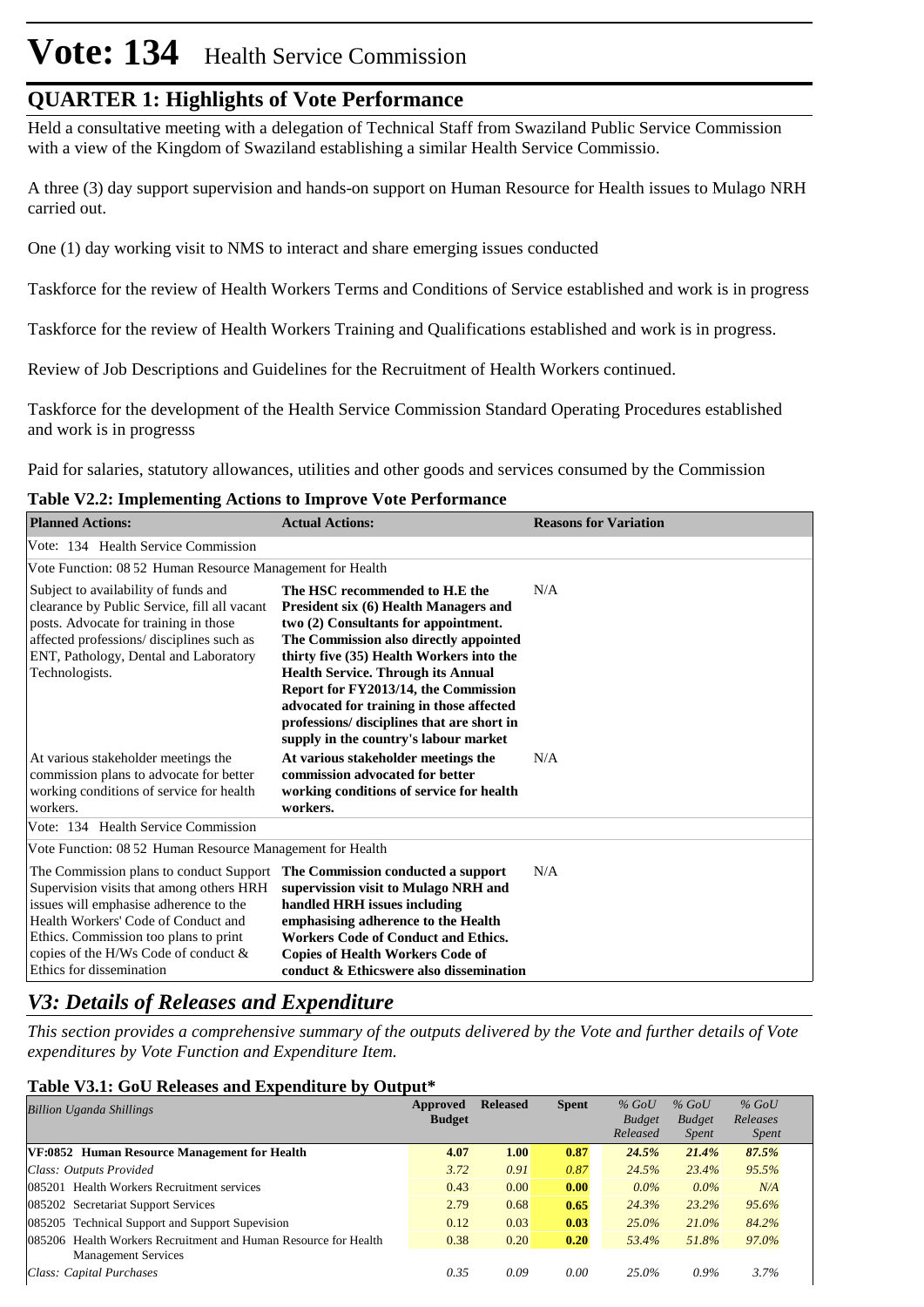# Vote: 134 Health Service Commission

## QUARTER 1: Highlights of Vote Performance

Held a consultative meeting with a delegation of Technical Staff from Swaziland Public Service Commission with a view of the Kingdom of Swaziland establishing a similar Health Service Commissio.

A three (3) day support supervision and hands-on support on Human Resource for Health issues to Mulago NRH carried out.

One (1) day working visit to NMS to interact and share emerging issues conducted

Taskforce for the review of Health Workers Terms and Conditions of Service established and work is in progress

Taskforce for the review of Health Workers Training and Qualifications established and work is in progress.

Review of Job Descriptions and Guidelines for the Recruitment of Health Workers continued.

Taskforce for the development of the Health Service Commission Standard Operating Procedures established and work is in progresss

Paid for salaries, statutory allowances, utilities and other goods and services consumed by the Commission

**Table V2.2: Implementing Actions to Improve Vote Performance**

| Planned Actions: | Actual Actions: | Reasons for Variation |
|---|---|---|
| Vote: 134 Health Service Commission | | |
| Vote Function: 08 52 Human Resource Management for Health | | |
| Subject to availability of funds and clearance by Public Service, fill all vacant posts. Advocate for training in those affected professions/ disciplines such as ENT, Pathology, Dental and Laboratory Technologists. | **The HSC recommended to H.E the President six (6) Health Managers and two (2) Consultants for appointment. The Commission also directly appointed thirty five (35) Health Workers into the Health Service. Through its Annual Report for FY2013/14, the Commission advocated for training in those affected professions/ disciplines that are short in supply in the country's labour market** | N/A |
| At various stakeholder meetings the commission plans to advocate for better working conditions of service for health workers. | **At various stakeholder meetings the commission advocated for better working conditions of service for health workers.** | N/A |
| Vote: 134 Health Service Commission | | |
| Vote Function: 08 52 Human Resource Management for Health | | |
| The Commission plans to conduct Support Supervision visits that among others HRH issues will emphasise adherence to the Health Workers' Code of Conduct and Ethics. Commission too plans to print copies of the H/Ws Code of conduct & Ethics for dissemination | **The Commission conducted a support supervission visit to Mulago NRH and handled HRH issues including emphasising adherence to the Health Workers Code of Conduct and Ethics. Copies of Health Workers Code of conduct & Ethicswere also dissemination** | N/A |

## *V3: Details of Releases and Expenditure*

*This section provides a comprehensive summary of the outputs delivered by the Vote and further details of Vote expenditures by Vote Function and Expenditure Item.*

**Table V3.1: GoU Releases and Expenditure by Output***

| *Billion Uganda Shillings* | Approved Budget | Released | Spent | *% GoU Budget Released* | *% GoU Budget Spent* | *% GoU Releases Spent* |
|---|---|---|---|---|---|---|
| **VF:0852 Human Resource Management for Health** | **4.07** | **1.00** | **0.87** | ***24.5%*** | ***21.4%*** | ***87.5%*** |
| *Class: Outputs Provided* | *3.72* | *0.91* | *0.87* | *24.5%* | *23.4%* | *95.5%* |
| 085201 Health Workers Recruitment services | 0.43 | 0.00 | **0.00** | *0.0%* | *0.0%* | *N/A* |
| 085202 Secretariat Support Services | 2.79 | 0.68 | **0.65** | *24.3%* | *23.2%* | *95.6%* |
| 085205 Technical Support and Support Supevision | 0.12 | 0.03 | **0.03** | *25.0%* | *21.0%* | *84.2%* |
| 085206 Health Workers Recruitment and Human Resource for Health Management Services | 0.38 | 0.20 | **0.20** | *53.4%* | *51.8%* | *97.0%* |
| *Class: Capital Purchases* | *0.35* | *0.09* | *0.00* | *25.0%* | *0.9%* | *3.7%* |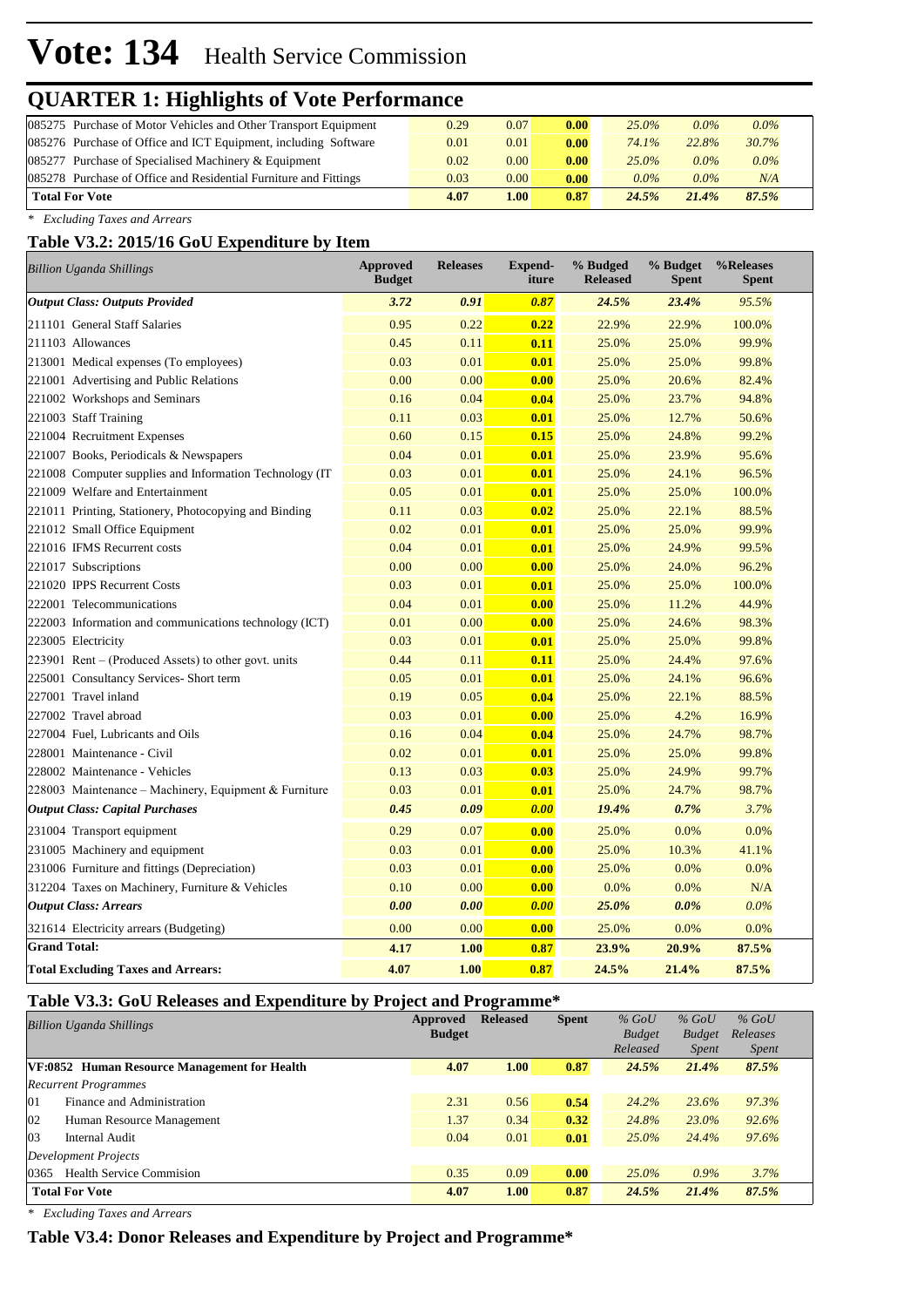# Vote: 134 Health Service Commission

## QUARTER 1: Highlights of Vote Performance

| | | | | | | |
|---|---|---|---|---|---|---|
| 085275 Purchase of Motor Vehicles and Other Transport Equipment | 0.29 | 0.07 | **0.00** | *25.0%* | *0.0%* | *0.0%* |
| 085276 Purchase of Office and ICT Equipment, including Software | 0.01 | 0.01 | **0.00** | *74.1%* | *22.8%* | *30.7%* |
| 085277 Purchase of Specialised Machinery & Equipment | 0.02 | 0.00 | **0.00** | *25.0%* | *0.0%* | *0.0%* |
| 085278 Purchase of Office and Residential Furniture and Fittings | 0.03 | 0.00 | **0.00** | *0.0%* | *0.0%* | *N/A* |
| **Total For Vote** | **4.07** | **1.00** | **0.87** | ***24.5%*** | ***21.4%*** | ***87.5%*** |

*\* Excluding Taxes and Arrears*

### Table V3.2: 2015/16 GoU Expenditure by Item

| *Billion Uganda Shillings* | Approved Budget | Releases | Expend-iture | % Budged Released | % Budget Spent | %Releases Spent |
|---|---|---|---|---|---|---|
| ***Output Class: Outputs Provided*** | ***3.72*** | ***0.91*** | ***0.87*** | ***24.5%*** | ***23.4%*** | ***95.5%*** |
| 211101 General Staff Salaries | 0.95 | 0.22 | **0.22** | 22.9% | 22.9% | 100.0% |
| 211103 Allowances | 0.45 | 0.11 | **0.11** | 25.0% | 25.0% | 99.9% |
| 213001 Medical expenses (To employees) | 0.03 | 0.01 | **0.01** | 25.0% | 25.0% | 99.8% |
| 221001 Advertising and Public Relations | 0.00 | 0.00 | **0.00** | 25.0% | 20.6% | 82.4% |
| 221002 Workshops and Seminars | 0.16 | 0.04 | **0.04** | 25.0% | 23.7% | 94.8% |
| 221003 Staff Training | 0.11 | 0.03 | **0.01** | 25.0% | 12.7% | 50.6% |
| 221004 Recruitment Expenses | 0.60 | 0.15 | **0.15** | 25.0% | 24.8% | 99.2% |
| 221007 Books, Periodicals & Newspapers | 0.04 | 0.01 | **0.01** | 25.0% | 23.9% | 95.6% |
| 221008 Computer supplies and Information Technology (IT | 0.03 | 0.01 | **0.01** | 25.0% | 24.1% | 96.5% |
| 221009 Welfare and Entertainment | 0.05 | 0.01 | **0.01** | 25.0% | 25.0% | 100.0% |
| 221011 Printing, Stationery, Photocopying and Binding | 0.11 | 0.03 | **0.02** | 25.0% | 22.1% | 88.5% |
| 221012 Small Office Equipment | 0.02 | 0.01 | **0.01** | 25.0% | 25.0% | 99.9% |
| 221016 IFMS Recurrent costs | 0.04 | 0.01 | **0.01** | 25.0% | 24.9% | 99.5% |
| 221017 Subscriptions | 0.00 | 0.00 | **0.00** | 25.0% | 24.0% | 96.2% |
| 221020 IPPS Recurrent Costs | 0.03 | 0.01 | **0.01** | 25.0% | 25.0% | 100.0% |
| 222001 Telecommunications | 0.04 | 0.01 | **0.00** | 25.0% | 11.2% | 44.9% |
| 222003 Information and communications technology (ICT) | 0.01 | 0.00 | **0.00** | 25.0% | 24.6% | 98.3% |
| 223005 Electricity | 0.03 | 0.01 | **0.01** | 25.0% | 25.0% | 99.8% |
| 223901 Rent – (Produced Assets) to other govt. units | 0.44 | 0.11 | **0.11** | 25.0% | 24.4% | 97.6% |
| 225001 Consultancy Services- Short term | 0.05 | 0.01 | **0.01** | 25.0% | 24.1% | 96.6% |
| 227001 Travel inland | 0.19 | 0.05 | **0.04** | 25.0% | 22.1% | 88.5% |
| 227002 Travel abroad | 0.03 | 0.01 | **0.00** | 25.0% | 4.2% | 16.9% |
| 227004 Fuel, Lubricants and Oils | 0.16 | 0.04 | **0.04** | 25.0% | 24.7% | 98.7% |
| 228001 Maintenance - Civil | 0.02 | 0.01 | **0.01** | 25.0% | 25.0% | 99.8% |
| 228002 Maintenance - Vehicles | 0.13 | 0.03 | **0.03** | 25.0% | 24.9% | 99.7% |
| 228003 Maintenance – Machinery, Equipment & Furniture | 0.03 | 0.01 | **0.01** | 25.0% | 24.7% | 98.7% |
| ***Output Class: Capital Purchases*** | ***0.45*** | ***0.09*** | ***0.00*** | ***19.4%*** | ***0.7%*** | ***3.7%*** |
| 231004 Transport equipment | 0.29 | 0.07 | **0.00** | 25.0% | 0.0% | 0.0% |
| 231005 Machinery and equipment | 0.03 | 0.01 | **0.00** | 25.0% | 10.3% | 41.1% |
| 231006 Furniture and fittings (Depreciation) | 0.03 | 0.01 | **0.00** | 25.0% | 0.0% | 0.0% |
| 312204 Taxes on Machinery, Furniture & Vehicles | 0.10 | 0.00 | **0.00** | 0.0% | 0.0% | N/A |
| ***Output Class: Arrears*** | ***0.00*** | ***0.00*** | ***0.00*** | ***25.0%*** | ***0.0%*** | ***0.0%*** |
| 321614 Electricity arrears (Budgeting) | 0.00 | 0.00 | **0.00** | 25.0% | 0.0% | 0.0% |
| **Grand Total:** | **4.17** | **1.00** | **0.87** | **23.9%** | **20.9%** | **87.5%** |
| **Total Excluding Taxes and Arrears:** | **4.07** | **1.00** | **0.87** | **24.5%** | **21.4%** | **87.5%** |

### Table V3.3: GoU Releases and Expenditure by Project and Programme*

| *Billion Uganda Shillings* | Approved Budget | Released | Spent | *% GoU Budget Released* | *% GoU Budget Spent* | *% GoU Releases Spent* |
|---|---|---|---|---|---|---|
| **VF:0852 Human Resource Management for Health** | **4.07** | **1.00** | **0.87** | ***24.5%*** | ***21.4%*** | ***87.5%*** |
| *Recurrent Programmes* | | | | | | |
| 01 Finance and Administration | 2.31 | 0.56 | **0.54** | *24.2%* | *23.6%* | *97.3%* |
| 02 Human Resource Management | 1.37 | 0.34 | **0.32** | *24.8%* | *23.0%* | *92.6%* |
| 03 Internal Audit | 0.04 | 0.01 | **0.01** | *25.0%* | *24.4%* | *97.6%* |
| *Development Projects* | | | | | | |
| 0365 Health Service Commision | 0.35 | 0.09 | **0.00** | *25.0%* | *0.9%* | *3.7%* |
| **Total For Vote** | **4.07** | **1.00** | **0.87** | ***24.5%*** | ***21.4%*** | ***87.5%*** |

*\* Excluding Taxes and Arrears*

### Table V3.4: Donor Releases and Expenditure by Project and Programme*